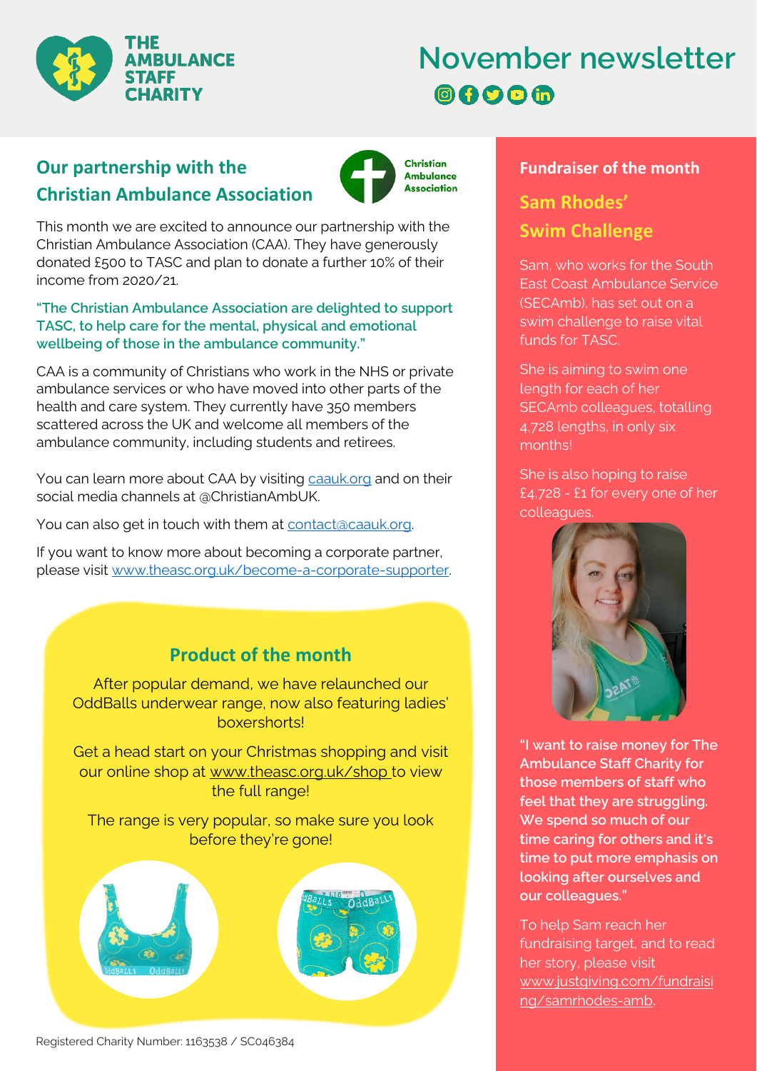THE AMBULANCE STAFF CHARITY

# November newsletter

## Our partnership with the Christian Ambulance Association

This month we are excited to announce our partnership with the Christian Ambulance Association (CAA). They have generously donated £500 to TASC and plan to donate a further 10% of their income from 2020/21.

**"The Christian Ambulance Association are delighted to support TASC, to help care for the mental, physical and emotional wellbeing of those in the ambulance community."**

CAA is a community of Christians who work in the NHS or private ambulance services or who have moved into other parts of the health and care system. They currently have 350 members scattered across the UK and welcome all members of the ambulance community, including students and retirees.

You can learn more about CAA by visiting caauk.org and on their social media channels at @ChristianAmbUK.

You can also get in touch with them at contact@caauk.org.

If you want to know more about becoming a corporate partner, please visit www.theasc.org.uk/become-a-corporate-supporter.

## Product of the month

After popular demand, we have relaunched our OddBalls underwear range, now also featuring ladies' boxershorts!

Get a head start on your Christmas shopping and visit our online shop at www.theasc.org.uk/shop to view the full range!

The range is very popular, so make sure you look before they're gone!

## Fundraiser of the month

### Sam Rhodes' Swim Challenge

Sam, who works for the South East Coast Ambulance Service (SECAmb), has set out on a swim challenge to raise vital funds for TASC.

She is aiming to swim one length for each of her SECAmb colleagues, totalling 4,728 lengths, in only six months!

She is also hoping to raise £4,728 - £1 for every one of her colleagues.

**"I want to raise money for The Ambulance Staff Charity for those members of staff who feel that they are struggling. We spend so much of our time caring for others and it's time to put more emphasis on looking after ourselves and our colleagues."**

To help Sam reach her fundraising target, and to read her story, please visit www.justgiving.com/fundraising/samrhodes-amb.

Registered Charity Number: 1163538 / SC046384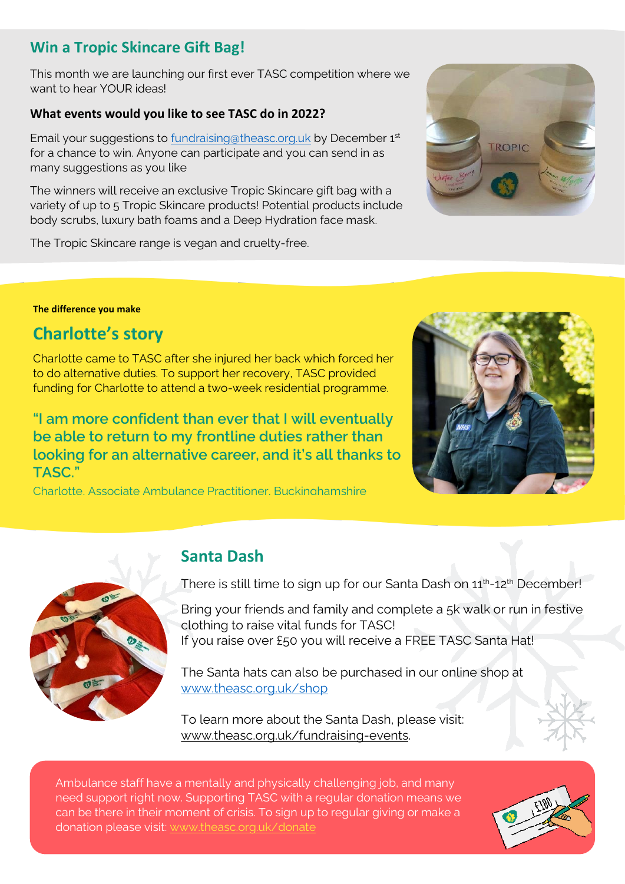## Win a Tropic Skincare Gift Bag!

This month we are launching our first ever TASC competition where we want to hear YOUR ideas!

**What events would you like to see TASC do in 2022?**

Email your suggestions to fundraising@theasc.org.uk by December 1st for a chance to win. Anyone can participate and you can send in as many suggestions as you like

The winners will receive an exclusive Tropic Skincare gift bag with a variety of up to 5 Tropic Skincare products! Potential products include body scrubs, luxury bath foams and a Deep Hydration face mask.

The Tropic Skincare range is vegan and cruelty-free.

**The difference you make**

## Charlotte's story

Charlotte came to TASC after she injured her back which forced her to do alternative duties. To support her recovery, TASC provided funding for Charlotte to attend a two-week residential programme.

"I am more confident than ever that I will eventually be able to return to my frontline duties rather than looking for an alternative career, and it's all thanks to TASC."

Charlotte, Associate Ambulance Practitioner, Buckinghamshire

## Santa Dash

There is still time to sign up for our Santa Dash on 11th-12th December!

Bring your friends and family and complete a 5k walk or run in festive clothing to raise vital funds for TASC!
If you raise over £50 you will receive a FREE TASC Santa Hat!

The Santa hats can also be purchased in our online shop at www.theasc.org.uk/shop

To learn more about the Santa Dash, please visit: www.theasc.org.uk/fundraising-events.

Ambulance staff have a mentally and physically challenging job, and many need support right now. Supporting TASC with a regular donation means we can be there in their moment of crisis. To sign up to regular giving or make a donation please visit: www.theasc.org.uk/donate